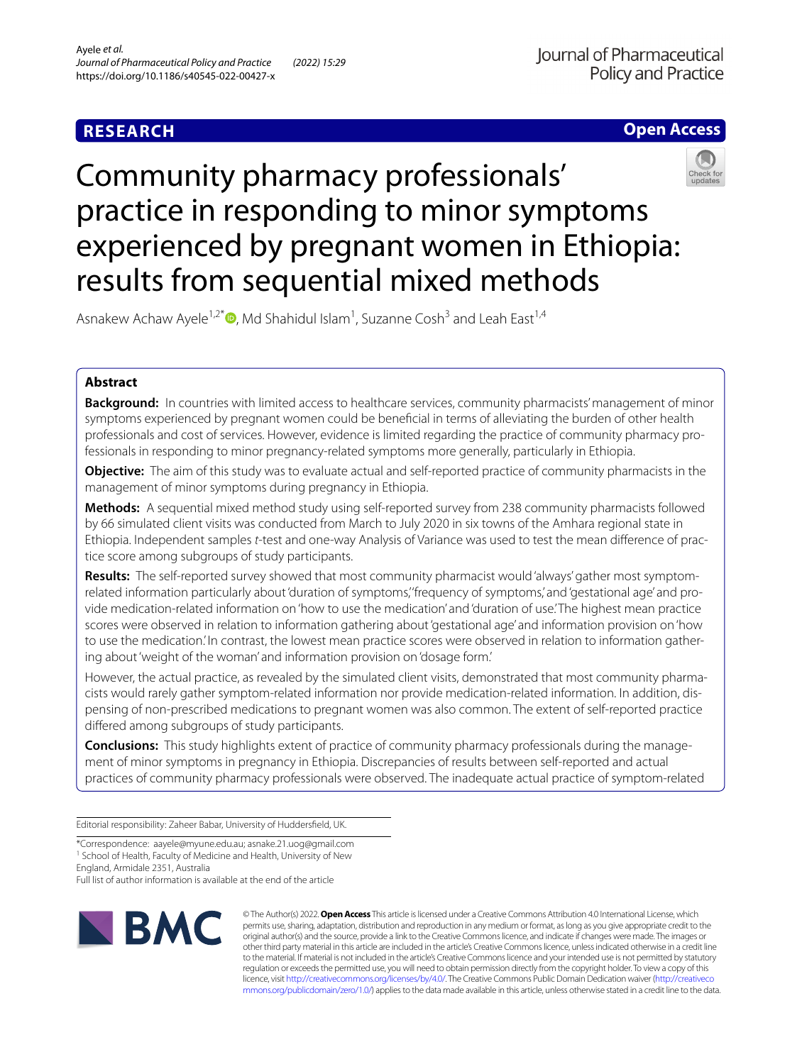RESEARCH

Open Access

# Community pharmacy professionals' practice in responding to minor symptoms experienced by pregnant women in Ethiopia: results from sequential mixed methods

Asnakew Achaw Ayele[1,2*], Md Shahidul Islam[1], Suzanne Cosh[3] and Leah East[1,4]

## Abstract

**Background:** In countries with limited access to healthcare services, community pharmacists' management of minor symptoms experienced by pregnant women could be beneficial in terms of alleviating the burden of other health professionals and cost of services. However, evidence is limited regarding the practice of community pharmacy professionals in responding to minor pregnancy-related symptoms more generally, particularly in Ethiopia.

**Objective:** The aim of this study was to evaluate actual and self-reported practice of community pharmacists in the management of minor symptoms during pregnancy in Ethiopia.

**Methods:** A sequential mixed method study using self-reported survey from 238 community pharmacists followed by 66 simulated client visits was conducted from March to July 2020 in six towns of the Amhara regional state in Ethiopia. Independent samples *t*-test and one-way Analysis of Variance was used to test the mean difference of practice score among subgroups of study participants.

**Results:** The self-reported survey showed that most community pharmacist would 'always' gather most symptom-related information particularly about 'duration of symptoms,' 'frequency of symptoms,' and 'gestational age' and provide medication-related information on 'how to use the medication' and 'duration of use.' The highest mean practice scores were observed in relation to information gathering about 'gestational age' and information provision on 'how to use the medication.' In contrast, the lowest mean practice scores were observed in relation to information gathering about 'weight of the woman' and information provision on 'dosage form.'

However, the actual practice, as revealed by the simulated client visits, demonstrated that most community pharmacists would rarely gather symptom-related information nor provide medication-related information. In addition, dispensing of non-prescribed medications to pregnant women was also common. The extent of self-reported practice differed among subgroups of study participants.

**Conclusions:** This study highlights extent of practice of community pharmacy professionals during the management of minor symptoms in pregnancy in Ethiopia. Discrepancies of results between self-reported and actual practices of community pharmacy professionals were observed. The inadequate actual practice of symptom-related

---

Editorial responsibility: Zaheer Babar, University of Huddersfield, UK.

*Correspondence: aayele@myune.edu.au; asnake.21.uog@gmail.com
[1] School of Health, Faculty of Medicine and Health, University of New England, Armidale 2351, Australia
Full list of author information is available at the end of the article

© The Author(s) 2022. **Open Access** This article is licensed under a Creative Commons Attribution 4.0 International License, which permits use, sharing, adaptation, distribution and reproduction in any medium or format, as long as you give appropriate credit to the original author(s) and the source, provide a link to the Creative Commons licence, and indicate if changes were made. The images or other third party material in this article are included in the article's Creative Commons licence, unless indicated otherwise in a credit line to the material. If material is not included in the article's Creative Commons licence and your intended use is not permitted by statutory regulation or exceeds the permitted use, you will need to obtain permission directly from the copyright holder. To view a copy of this licence, visit http://creativecommons.org/licenses/by/4.0/. The Creative Commons Public Domain Dedication waiver (http://creativecommons.org/publicdomain/zero/1.0/) applies to the data made available in this article, unless otherwise stated in a credit line to the data.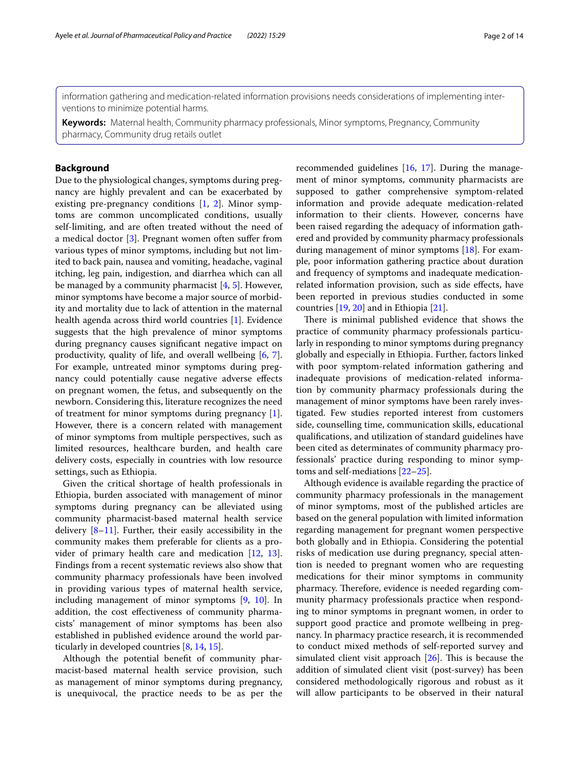information gathering and medication-related information provisions needs considerations of implementing interventions to minimize potential harms.

**Keywords:** Maternal health, Community pharmacy professionals, Minor symptoms, Pregnancy, Community pharmacy, Community drug retails outlet

## Background

Due to the physiological changes, symptoms during pregnancy are highly prevalent and can be exacerbated by existing pre-pregnancy conditions [1, 2]. Minor symptoms are common uncomplicated conditions, usually self-limiting, and are often treated without the need of a medical doctor [3]. Pregnant women often suffer from various types of minor symptoms, including but not limited to back pain, nausea and vomiting, headache, vaginal itching, leg pain, indigestion, and diarrhea which can all be managed by a community pharmacist [4, 5]. However, minor symptoms have become a major source of morbidity and mortality due to lack of attention in the maternal health agenda across third world countries [1]. Evidence suggests that the high prevalence of minor symptoms during pregnancy causes significant negative impact on productivity, quality of life, and overall wellbeing [6, 7]. For example, untreated minor symptoms during pregnancy could potentially cause negative adverse effects on pregnant women, the fetus, and subsequently on the newborn. Considering this, literature recognizes the need of treatment for minor symptoms during pregnancy [1]. However, there is a concern related with management of minor symptoms from multiple perspectives, such as limited resources, healthcare burden, and health care delivery costs, especially in countries with low resource settings, such as Ethiopia.

Given the critical shortage of health professionals in Ethiopia, burden associated with management of minor symptoms during pregnancy can be alleviated using community pharmacist-based maternal health service delivery [8–11]. Further, their easily accessibility in the community makes them preferable for clients as a provider of primary health care and medication [12, 13]. Findings from a recent systematic reviews also show that community pharmacy professionals have been involved in providing various types of maternal health service, including management of minor symptoms [9, 10]. In addition, the cost effectiveness of community pharmacists' management of minor symptoms has been also established in published evidence around the world particularly in developed countries [8, 14, 15].

Although the potential benefit of community pharmacist-based maternal health service provision, such as management of minor symptoms during pregnancy, is unequivocal, the practice needs to be as per the recommended guidelines [16, 17]. During the management of minor symptoms, community pharmacists are supposed to gather comprehensive symptom-related information and provide adequate medication-related information to their clients. However, concerns have been raised regarding the adequacy of information gathered and provided by community pharmacy professionals during management of minor symptoms [18]. For example, poor information gathering practice about duration and frequency of symptoms and inadequate medication-related information provision, such as side effects, have been reported in previous studies conducted in some countries [19, 20] and in Ethiopia [21].

There is minimal published evidence that shows the practice of community pharmacy professionals particularly in responding to minor symptoms during pregnancy globally and especially in Ethiopia. Further, factors linked with poor symptom-related information gathering and inadequate provisions of medication-related information by community pharmacy professionals during the management of minor symptoms have been rarely investigated. Few studies reported interest from customers side, counselling time, communication skills, educational qualifications, and utilization of standard guidelines have been cited as determinates of community pharmacy professionals' practice during responding to minor symptoms and self-mediations [22–25].

Although evidence is available regarding the practice of community pharmacy professionals in the management of minor symptoms, most of the published articles are based on the general population with limited information regarding management for pregnant women perspective both globally and in Ethiopia. Considering the potential risks of medication use during pregnancy, special attention is needed to pregnant women who are requesting medications for their minor symptoms in community pharmacy. Therefore, evidence is needed regarding community pharmacy professionals practice when responding to minor symptoms in pregnant women, in order to support good practice and promote wellbeing in pregnancy. In pharmacy practice research, it is recommended to conduct mixed methods of self-reported survey and simulated client visit approach [26]. This is because the addition of simulated client visit (post-survey) has been considered methodologically rigorous and robust as it will allow participants to be observed in their natural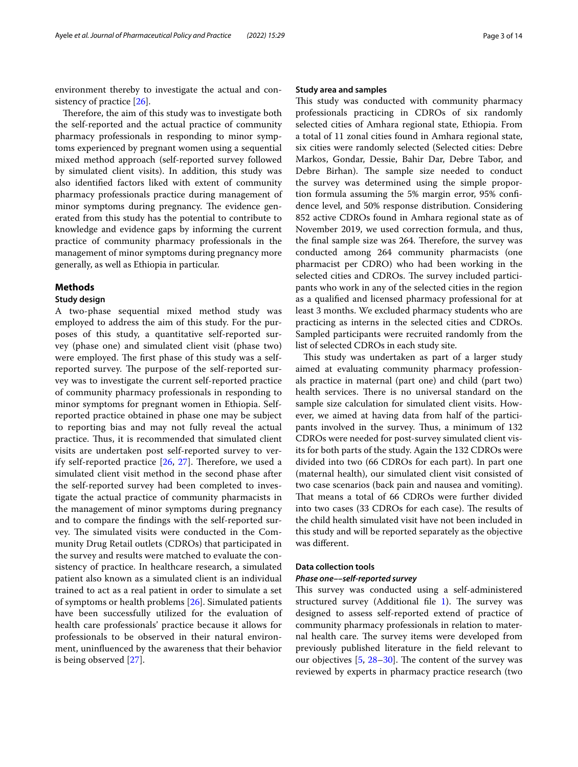environment thereby to investigate the actual and consistency of practice [26].

Therefore, the aim of this study was to investigate both the self-reported and the actual practice of community pharmacy professionals in responding to minor symptoms experienced by pregnant women using a sequential mixed method approach (self-reported survey followed by simulated client visits). In addition, this study was also identified factors liked with extent of community pharmacy professionals practice during management of minor symptoms during pregnancy. The evidence generated from this study has the potential to contribute to knowledge and evidence gaps by informing the current practice of community pharmacy professionals in the management of minor symptoms during pregnancy more generally, as well as Ethiopia in particular.

## Methods

### Study design

A two-phase sequential mixed method study was employed to address the aim of this study. For the purposes of this study, a quantitative self-reported survey (phase one) and simulated client visit (phase two) were employed. The first phase of this study was a self-reported survey. The purpose of the self-reported survey was to investigate the current self-reported practice of community pharmacy professionals in responding to minor symptoms for pregnant women in Ethiopia. Self-reported practice obtained in phase one may be subject to reporting bias and may not fully reveal the actual practice. Thus, it is recommended that simulated client visits are undertaken post self-reported survey to verify self-reported practice [26, 27]. Therefore, we used a simulated client visit method in the second phase after the self-reported survey had been completed to investigate the actual practice of community pharmacists in the management of minor symptoms during pregnancy and to compare the findings with the self-reported survey. The simulated visits were conducted in the Community Drug Retail outlets (CDROs) that participated in the survey and results were matched to evaluate the consistency of practice. In healthcare research, a simulated patient also known as a simulated client is an individual trained to act as a real patient in order to simulate a set of symptoms or health problems [26]. Simulated patients have been successfully utilized for the evaluation of health care professionals' practice because it allows for professionals to be observed in their natural environment, uninfluenced by the awareness that their behavior is being observed [27].

### Study area and samples

This study was conducted with community pharmacy professionals practicing in CDROs of six randomly selected cities of Amhara regional state, Ethiopia. From a total of 11 zonal cities found in Amhara regional state, six cities were randomly selected (Selected cities: Debre Markos, Gondar, Dessie, Bahir Dar, Debre Tabor, and Debre Birhan). The sample size needed to conduct the survey was determined using the simple proportion formula assuming the 5% margin error, 95% confidence level, and 50% response distribution. Considering 852 active CDROs found in Amhara regional state as of November 2019, we used correction formula, and thus, the final sample size was 264. Therefore, the survey was conducted among 264 community pharmacists (one pharmacist per CDRO) who had been working in the selected cities and CDROs. The survey included participants who work in any of the selected cities in the region as a qualified and licensed pharmacy professional for at least 3 months. We excluded pharmacy students who are practicing as interns in the selected cities and CDROs. Sampled participants were recruited randomly from the list of selected CDROs in each study site.

This study was undertaken as part of a larger study aimed at evaluating community pharmacy professionals practice in maternal (part one) and child (part two) health services. There is no universal standard on the sample size calculation for simulated client visits. However, we aimed at having data from half of the participants involved in the survey. Thus, a minimum of 132 CDROs were needed for post-survey simulated client visits for both parts of the study. Again the 132 CDROs were divided into two (66 CDROs for each part). In part one (maternal health), our simulated client visit consisted of two case scenarios (back pain and nausea and vomiting). That means a total of 66 CDROs were further divided into two cases (33 CDROs for each case). The results of the child health simulated visit have not been included in this study and will be reported separately as the objective was different.

### Data collection tools

#### *Phase one––self-reported survey*

This survey was conducted using a self-administered structured survey (Additional file 1). The survey was designed to assess self-reported extend of practice of community pharmacy professionals in relation to maternal health care. The survey items were developed from previously published literature in the field relevant to our objectives [5, 28–30]. The content of the survey was reviewed by experts in pharmacy practice research (two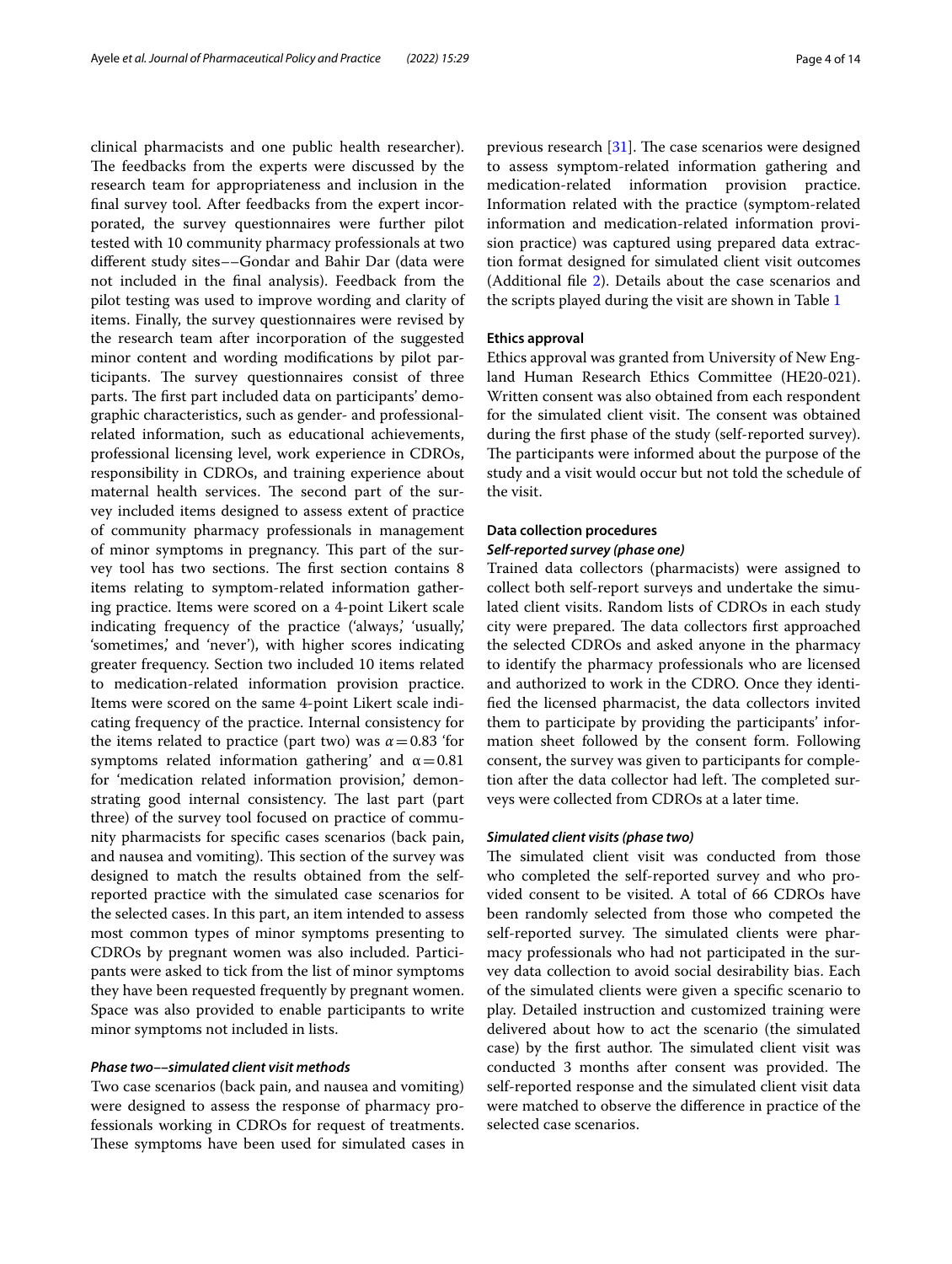clinical pharmacists and one public health researcher). The feedbacks from the experts were discussed by the research team for appropriateness and inclusion in the final survey tool. After feedbacks from the expert incorporated, the survey questionnaires were further pilot tested with 10 community pharmacy professionals at two different study sites––Gondar and Bahir Dar (data were not included in the final analysis). Feedback from the pilot testing was used to improve wording and clarity of items. Finally, the survey questionnaires were revised by the research team after incorporation of the suggested minor content and wording modifications by pilot participants. The survey questionnaires consist of three parts. The first part included data on participants' demographic characteristics, such as gender- and professional-related information, such as educational achievements, professional licensing level, work experience in CDROs, responsibility in CDROs, and training experience about maternal health services. The second part of the survey included items designed to assess extent of practice of community pharmacy professionals in management of minor symptoms in pregnancy. This part of the survey tool has two sections. The first section contains 8 items relating to symptom-related information gathering practice. Items were scored on a 4-point Likert scale indicating frequency of the practice ('always,' 'usually,' 'sometimes,' and 'never'), with higher scores indicating greater frequency. Section two included 10 items related to medication-related information provision practice. Items were scored on the same 4-point Likert scale indicating frequency of the practice. Internal consistency for the items related to practice (part two) was $\alpha = 0.83$ 'for symptoms related information gathering' and $\alpha = 0.81$ for 'medication related information provision,' demonstrating good internal consistency. The last part (part three) of the survey tool focused on practice of community pharmacists for specific cases scenarios (back pain, and nausea and vomiting). This section of the survey was designed to match the results obtained from the self-reported practice with the simulated case scenarios for the selected cases. In this part, an item intended to assess most common types of minor symptoms presenting to CDROs by pregnant women was also included. Participants were asked to tick from the list of minor symptoms they have been requested frequently by pregnant women. Space was also provided to enable participants to write minor symptoms not included in lists.

#### *Phase two––simulated client visit methods*

Two case scenarios (back pain, and nausea and vomiting) were designed to assess the response of pharmacy professionals working in CDROs for request of treatments. These symptoms have been used for simulated cases in previous research [31]. The case scenarios were designed to assess symptom-related information gathering and medication-related information provision practice. Information related with the practice (symptom-related information and medication-related information provision practice) was captured using prepared data extraction format designed for simulated client visit outcomes (Additional file 2). Details about the case scenarios and the scripts played during the visit are shown in Table 1

### Ethics approval

Ethics approval was granted from University of New England Human Research Ethics Committee (HE20-021). Written consent was also obtained from each respondent for the simulated client visit. The consent was obtained during the first phase of the study (self-reported survey). The participants were informed about the purpose of the study and a visit would occur but not told the schedule of the visit.

### Data collection procedures

#### *Self-reported survey (phase one)*

Trained data collectors (pharmacists) were assigned to collect both self-report surveys and undertake the simulated client visits. Random lists of CDROs in each study city were prepared. The data collectors first approached the selected CDROs and asked anyone in the pharmacy to identify the pharmacy professionals who are licensed and authorized to work in the CDRO. Once they identified the licensed pharmacist, the data collectors invited them to participate by providing the participants' information sheet followed by the consent form. Following consent, the survey was given to participants for completion after the data collector had left. The completed surveys were collected from CDROs at a later time.

#### *Simulated client visits (phase two)*

The simulated client visit was conducted from those who completed the self-reported survey and who provided consent to be visited. A total of 66 CDROs have been randomly selected from those who competed the self-reported survey. The simulated clients were pharmacy professionals who had not participated in the survey data collection to avoid social desirability bias. Each of the simulated clients were given a specific scenario to play. Detailed instruction and customized training were delivered about how to act the scenario (the simulated case) by the first author. The simulated client visit was conducted 3 months after consent was provided. The self-reported response and the simulated client visit data were matched to observe the difference in practice of the selected case scenarios.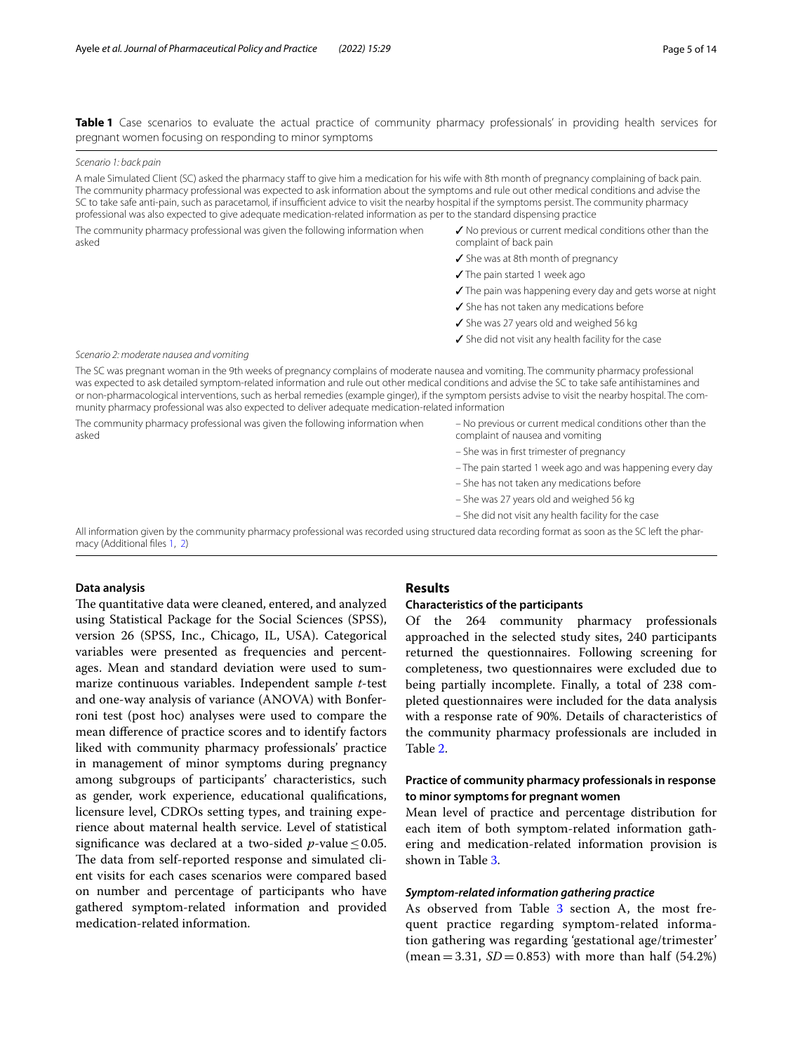**Table 1** Case scenarios to evaluate the actual practice of community pharmacy professionals' in providing health services for pregnant women focusing on responding to minor symptoms

| | |
|---|---|
| *Scenario 1: back pain* | |
| A male Simulated Client (SC) asked the pharmacy staff to give him a medication for his wife with 8th month of pregnancy complaining of back pain. The community pharmacy professional was expected to ask information about the symptoms and rule out other medical conditions and advise the SC to take safe anti-pain, such as paracetamol, if insufficient advice to visit the nearby hospital if the symptoms persist. The community pharmacy professional was also expected to give adequate medication-related information as per to the standard dispensing practice | |
| The community pharmacy professional was given the following information when asked | ✓ No previous or current medical conditions other than the complaint of back pain<br>✓ She was at 8th month of pregnancy<br>✓ The pain started 1 week ago<br>✓ The pain was happening every day and gets worse at night<br>✓ She has not taken any medications before<br>✓ She was 27 years old and weighed 56 kg<br>✓ She did not visit any health facility for the case |
| *Scenario 2: moderate nausea and vomiting* | |
| The SC was pregnant woman in the 9th weeks of pregnancy complains of moderate nausea and vomiting. The community pharmacy professional was expected to ask detailed symptom-related information and rule out other medical conditions and advise the SC to take safe antihistamines and or non-pharmacological interventions, such as herbal remedies (example ginger), if the symptom persists advise to visit the nearby hospital. The community pharmacy professional was also expected to deliver adequate medication-related information | |
| The community pharmacy professional was given the following information when asked | – No previous or current medical conditions other than the complaint of nausea and vomiting<br>– She was in first trimester of pregnancy<br>– The pain started 1 week ago and was happening every day<br>– She has not taken any medications before<br>– She was 27 years old and weighed 56 kg<br>– She did not visit any health facility for the case |

All information given by the community pharmacy professional was recorded using structured data recording format as soon as the SC left the pharmacy (Additional files 1, 2)

#### Data analysis

The quantitative data were cleaned, entered, and analyzed using Statistical Package for the Social Sciences (SPSS), version 26 (SPSS, Inc., Chicago, IL, USA). Categorical variables were presented as frequencies and percentages. Mean and standard deviation were used to summarize continuous variables. Independent sample *t*-test and one-way analysis of variance (ANOVA) with Bonferroni test (post hoc) analyses were used to compare the mean difference of practice scores and to identify factors liked with community pharmacy professionals' practice in management of minor symptoms during pregnancy among subgroups of participants' characteristics, such as gender, work experience, educational qualifications, licensure level, CDROs setting types, and training experience about maternal health service. Level of statistical significance was declared at a two-sided $p$-value $\leq 0.05$. The data from self-reported response and simulated client visits for each cases scenarios were compared based on number and percentage of participants who have gathered symptom-related information and provided medication-related information.

## Results

#### Characteristics of the participants

Of the 264 community pharmacy professionals approached in the selected study sites, 240 participants returned the questionnaires. Following screening for completeness, two questionnaires were excluded due to being partially incomplete. Finally, a total of 238 completed questionnaires were included for the data analysis with a response rate of 90%. Details of characteristics of the community pharmacy professionals are included in Table 2.

#### Practice of community pharmacy professionals in response to minor symptoms for pregnant women

Mean level of practice and percentage distribution for each item of both symptom-related information gathering and medication-related information provision is shown in Table 3.

##### *Symptom-related information gathering practice*

As observed from Table 3 section A, the most frequent practice regarding symptom-related information gathering was regarding 'gestational age/trimester' (mean = 3.31, $SD$ = 0.853) with more than half (54.2%)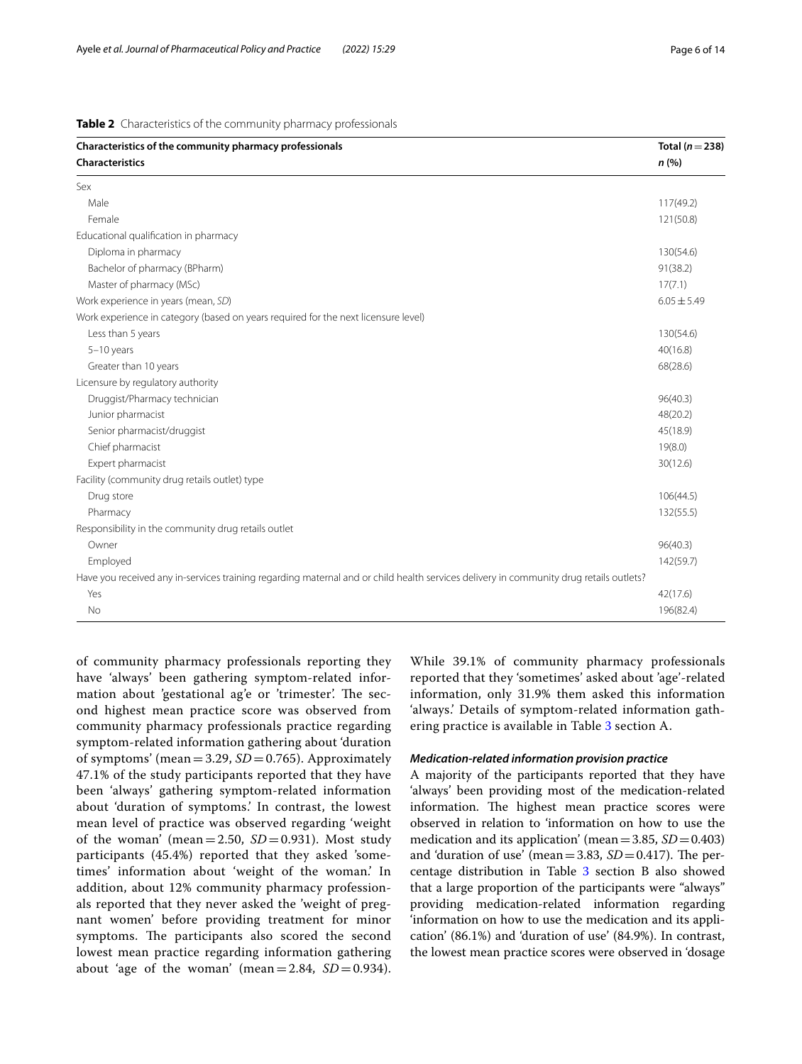**Table 2** Characteristics of the community pharmacy professionals

| Characteristics of the community pharmacy professionals | Total ($n=238$) |
|---|---|
| **Characteristics** | ***n* (%)** |
| Sex | |
| Male | 117(49.2) |
| Female | 121(50.8) |
| Educational qualification in pharmacy | |
| Diploma in pharmacy | 130(54.6) |
| Bachelor of pharmacy (BPharm) | 91(38.2) |
| Master of pharmacy (MSc) | 17(7.1) |
| Work experience in years (mean, *SD*) | 6.05 ± 5.49 |
| Work experience in category (based on years required for the next licensure level) | |
| Less than 5 years | 130(54.6) |
| 5–10 years | 40(16.8) |
| Greater than 10 years | 68(28.6) |
| Licensure by regulatory authority | |
| Druggist/Pharmacy technician | 96(40.3) |
| Junior pharmacist | 48(20.2) |
| Senior pharmacist/druggist | 45(18.9) |
| Chief pharmacist | 19(8.0) |
| Expert pharmacist | 30(12.6) |
| Facility (community drug retails outlet) type | |
| Drug store | 106(44.5) |
| Pharmacy | 132(55.5) |
| Responsibility in the community drug retails outlet | |
| Owner | 96(40.3) |
| Employed | 142(59.7) |
| Have you received any in-services training regarding maternal and or child health services delivery in community drug retails outlets? | |
| Yes | 42(17.6) |
| No | 196(82.4) |

of community pharmacy professionals reporting they have 'always' been gathering symptom-related information about 'gestational ag'e or 'trimester'. The second highest mean practice score was observed from community pharmacy professionals practice regarding symptom-related information gathering about 'duration of symptoms' (mean = 3.29, *SD* = 0.765). Approximately 47.1% of the study participants reported that they have been 'always' gathering symptom-related information about 'duration of symptoms.' In contrast, the lowest mean level of practice was observed regarding 'weight of the woman' (mean = 2.50, *SD* = 0.931). Most study participants (45.4%) reported that they asked 'sometimes' information about 'weight of the woman.' In addition, about 12% community pharmacy professionals reported that they never asked the 'weight of pregnant women' before providing treatment for minor symptoms. The participants also scored the second lowest mean practice regarding information gathering about 'age of the woman' (mean = 2.84, *SD* = 0.934). While 39.1% of community pharmacy professionals reported that they 'sometimes' asked about 'age'-related information, only 31.9% them asked this information 'always.' Details of symptom-related information gathering practice is available in Table 3 section A.

### *Medication-related information provision practice*

A majority of the participants reported that they have 'always' been providing most of the medication-related information. The highest mean practice scores were observed in relation to 'information on how to use the medication and its application' (mean = 3.85, *SD* = 0.403) and 'duration of use' (mean = 3.83, *SD* = 0.417). The percentage distribution in Table 3 section B also showed that a large proportion of the participants were "always" providing medication-related information regarding 'information on how to use the medication and its application' (86.1%) and 'duration of use' (84.9%). In contrast, the lowest mean practice scores were observed in 'dosage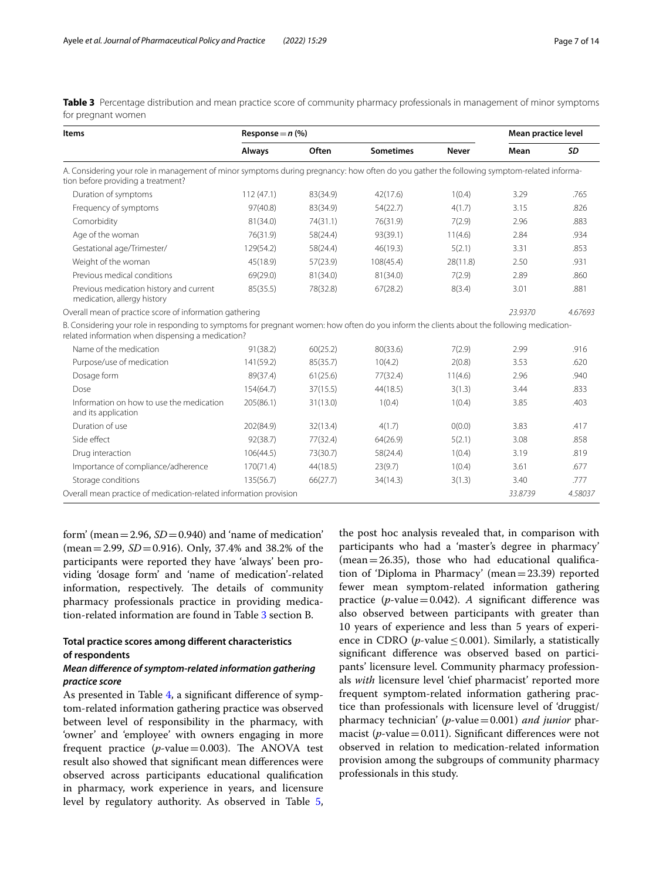**Table 3** Percentage distribution and mean practice score of community pharmacy professionals in management of minor symptoms for pregnant women

| Items | Response = *n* (%) | | | | Mean practice level | |
|---|---|---|---|---|---|---|
| | Always | Often | Sometimes | Never | Mean | *SD* |
| A. Considering your role in management of minor symptoms during pregnancy: how often do you gather the following symptom-related information before providing a treatment? | | | | | | |
| Duration of symptoms | 112 (47.1) | 83(34.9) | 42(17.6) | 1(0.4) | 3.29 | .765 |
| Frequency of symptoms | 97(40.8) | 83(34.9) | 54(22.7) | 4(1.7) | 3.15 | .826 |
| Comorbidity | 81(34.0) | 74(31.1) | 76(31.9) | 7(2.9) | 2.96 | .883 |
| Age of the woman | 76(31.9) | 58(24.4) | 93(39.1) | 11(4.6) | 2.84 | .934 |
| Gestational age/Trimester/ | 129(54.2) | 58(24.4) | 46(19.3) | 5(2.1) | 3.31 | .853 |
| Weight of the woman | 45(18.9) | 57(23.9) | 108(45.4) | 28(11.8) | 2.50 | .931 |
| Previous medical conditions | 69(29.0) | 81(34.0) | 81(34.0) | 7(2.9) | 2.89 | .860 |
| Previous medication history and current medication, allergy history | 85(35.5) | 78(32.8) | 67(28.2) | 8(3.4) | 3.01 | .881 |
| Overall mean of practice score of information gathering | | | | | *23.9370* | *4.67693* |
| B. Considering your role in responding to symptoms for pregnant women: how often do you inform the clients about the following medication-related information when dispensing a medication? | | | | | | |
| Name of the medication | 91(38.2) | 60(25.2) | 80(33.6) | 7(2.9) | 2.99 | .916 |
| Purpose/use of medication | 141(59.2) | 85(35.7) | 10(4.2) | 2(0.8) | 3.53 | .620 |
| Dosage form | 89(37.4) | 61(25.6) | 77(32.4) | 11(4.6) | 2.96 | .940 |
| Dose | 154(64.7) | 37(15.5) | 44(18.5) | 3(1.3) | 3.44 | .833 |
| Information on how to use the medication and its application | 205(86.1) | 31(13.0) | 1(0.4) | 1(0.4) | 3.85 | .403 |
| Duration of use | 202(84.9) | 32(13.4) | 4(1.7) | 0(0.0) | 3.83 | .417 |
| Side effect | 92(38.7) | 77(32.4) | 64(26.9) | 5(2.1) | 3.08 | .858 |
| Drug interaction | 106(44.5) | 73(30.7) | 58(24.4) | 1(0.4) | 3.19 | .819 |
| Importance of compliance/adherence | 170(71.4) | 44(18.5) | 23(9.7) | 1(0.4) | 3.61 | .677 |
| Storage conditions | 135(56.7) | 66(27.7) | 34(14.3) | 3(1.3) | 3.40 | .777 |
| Overall mean practice of medication-related information provision | | | | | *33.8739* | *4.58037* |

form' (mean = 2.96, *SD* = 0.940) and 'name of medication' (mean = 2.99, *SD* = 0.916). Only, 37.4% and 38.2% of the participants were reported they have 'always' been providing 'dosage form' and 'name of medication'-related information, respectively. The details of community pharmacy professionals practice in providing medication-related information are found in Table 3 section B.

## Total practice scores among different characteristics of respondents

### *Mean difference of symptom-related information gathering practice score*

As presented in Table 4, a significant difference of symptom-related information gathering practice was observed between level of responsibility in the pharmacy, with 'owner' and 'employee' with owners engaging in more frequent practice (*p*-value = 0.003). The ANOVA test result also showed that significant mean differences were observed across participants educational qualification in pharmacy, work experience in years, and licensure level by regulatory authority. As observed in Table 5, the post hoc analysis revealed that, in comparison with participants who had a 'master's degree in pharmacy' (mean = 26.35), those who had educational qualification of 'Diploma in Pharmacy' (mean = 23.39) reported fewer mean symptom-related information gathering practice (*p*-value = 0.042). *A* significant difference was also observed between participants with greater than 10 years of experience and less than 5 years of experience in CDRO (*p*-value ≤ 0.001). Similarly, a statistically significant difference was observed based on participants' licensure level. Community pharmacy professionals *with* licensure level 'chief pharmacist' reported more frequent symptom-related information gathering practice than professionals with licensure level of 'druggist/pharmacy technician' (*p*-value = 0.001) *and junior* pharmacist (*p*-value = 0.011). Significant differences were not observed in relation to medication-related information provision among the subgroups of community pharmacy professionals in this study.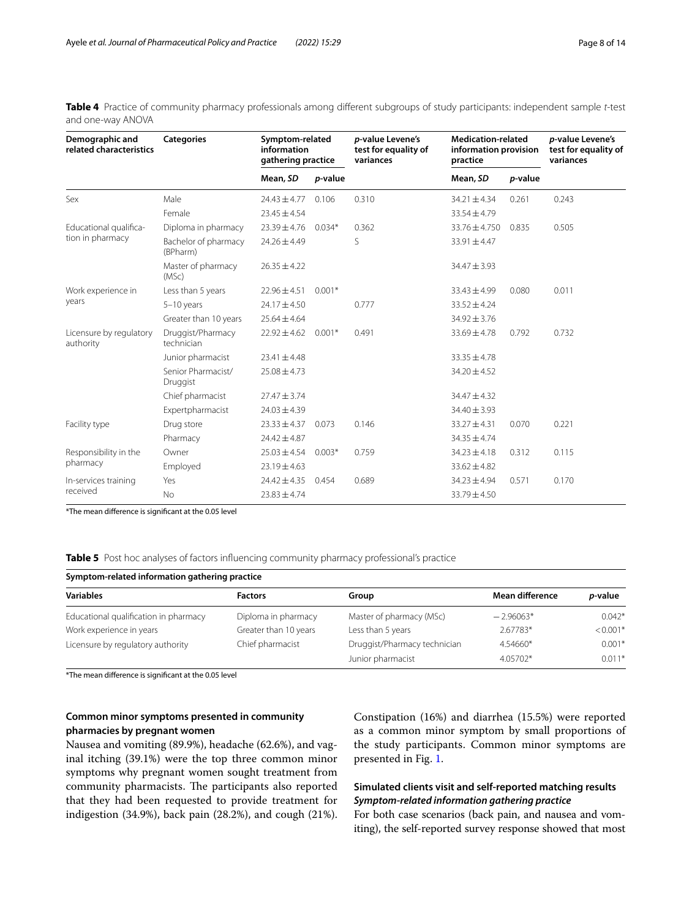**Table 4** Practice of community pharmacy professionals among different subgroups of study participants: independent sample *t*-test and one-way ANOVA

| Demographic and related characteristics | Categories | Symptom-related information gathering practice | | *p*-value Levene's test for equality of variances | Medication-related information provision practice | | *p*-value Levene's test for equality of variances |
|---|---|---|---|---|---|---|---|
| | | Mean, *SD* | *p*-value | | Mean, *SD* | *p*-value | |
| Sex | Male | 24.43 ± 4.77 | 0.106 | 0.310 | 34.21 ± 4.34 | 0.261 | 0.243 |
| | Female | 23.45 ± 4.54 | | | 33.54 ± 4.79 | | |
| Educational qualification in pharmacy | Diploma in pharmacy | 23.39 ± 4.76 | 0.034* | 0.362 | 33.76 ± 4.750 | 0.835 | 0.505 |
| | Bachelor of pharmacy (BPharm) | 24.26 ± 4.49 | | S | 33.91 ± 4.47 | | |
| | Master of pharmacy (MSc) | 26.35 ± 4.22 | | | 34.47 ± 3.93 | | |
| Work experience in years | Less than 5 years | 22.96 ± 4.51 | 0.001* | | 33.43 ± 4.99 | 0.080 | 0.011 |
| | 5–10 years | 24.17 ± 4.50 | | 0.777 | 33.52 ± 4.24 | | |
| | Greater than 10 years | 25.64 ± 4.64 | | | 34.92 ± 3.76 | | |
| Licensure by regulatory authority | Druggist/Pharmacy technician | 22.92 ± 4.62 | 0.001* | 0.491 | 33.69 ± 4.78 | 0.792 | 0.732 |
| | Junior pharmacist | 23.41 ± 4.48 | | | 33.35 ± 4.78 | | |
| | Senior Pharmacist/Druggist | 25.08 ± 4.73 | | | 34.20 ± 4.52 | | |
| | Chief pharmacist | 27.47 ± 3.74 | | | 34.47 ± 4.32 | | |
| | Expertpharmacist | 24.03 ± 4.39 | | | 34.40 ± 3.93 | | |
| Facility type | Drug store | 23.33 ± 4.37 | 0.073 | 0.146 | 33.27 ± 4.31 | 0.070 | 0.221 |
| | Pharmacy | 24.42 ± 4.87 | | | 34.35 ± 4.74 | | |
| Responsibility in the pharmacy | Owner | 25.03 ± 4.54 | 0.003* | 0.759 | 34.23 ± 4.18 | 0.312 | 0.115 |
| | Employed | 23.19 ± 4.63 | | | 33.62 ± 4.82 | | |
| In-services training received | Yes | 24.42 ± 4.35 | 0.454 | 0.689 | 34.23 ± 4.94 | 0.571 | 0.170 |
| | No | 23.83 ± 4.74 | | | 33.79 ± 4.50 | | |

*The mean difference is significant at the 0.05 level

**Table 5** Post hoc analyses of factors influencing community pharmacy professional's practice

| Symptom-related information gathering practice | | | | |
|---|---|---|---|---|
| **Variables** | **Factors** | **Group** | **Mean difference** | ***p*-value** |
| Educational qualification in pharmacy | Diploma in pharmacy | Master of pharmacy (MSc) | −2.96063* | 0.042* |
| Work experience in years | Greater than 10 years | Less than 5 years | 2.67783* | <0.001* |
| Licensure by regulatory authority | Chief pharmacist | Druggist/Pharmacy technician | 4.54660* | 0.001* |
| | | Junior pharmacist | 4.05702* | 0.011* |

*The mean difference is significant at the 0.05 level

### Common minor symptoms presented in community pharmacies by pregnant women

Nausea and vomiting (89.9%), headache (62.6%), and vaginal itching (39.1%) were the top three common minor symptoms why pregnant women sought treatment from community pharmacists. The participants also reported that they had been requested to provide treatment for indigestion (34.9%), back pain (28.2%), and cough (21%). Constipation (16%) and diarrhea (15.5%) were reported as a common minor symptom by small proportions of the study participants. Common minor symptoms are presented in Fig. 1.

### Simulated clients visit and self-reported matching results

#### *Symptom-related information gathering practice*

For both case scenarios (back pain, and nausea and vomiting), the self-reported survey response showed that most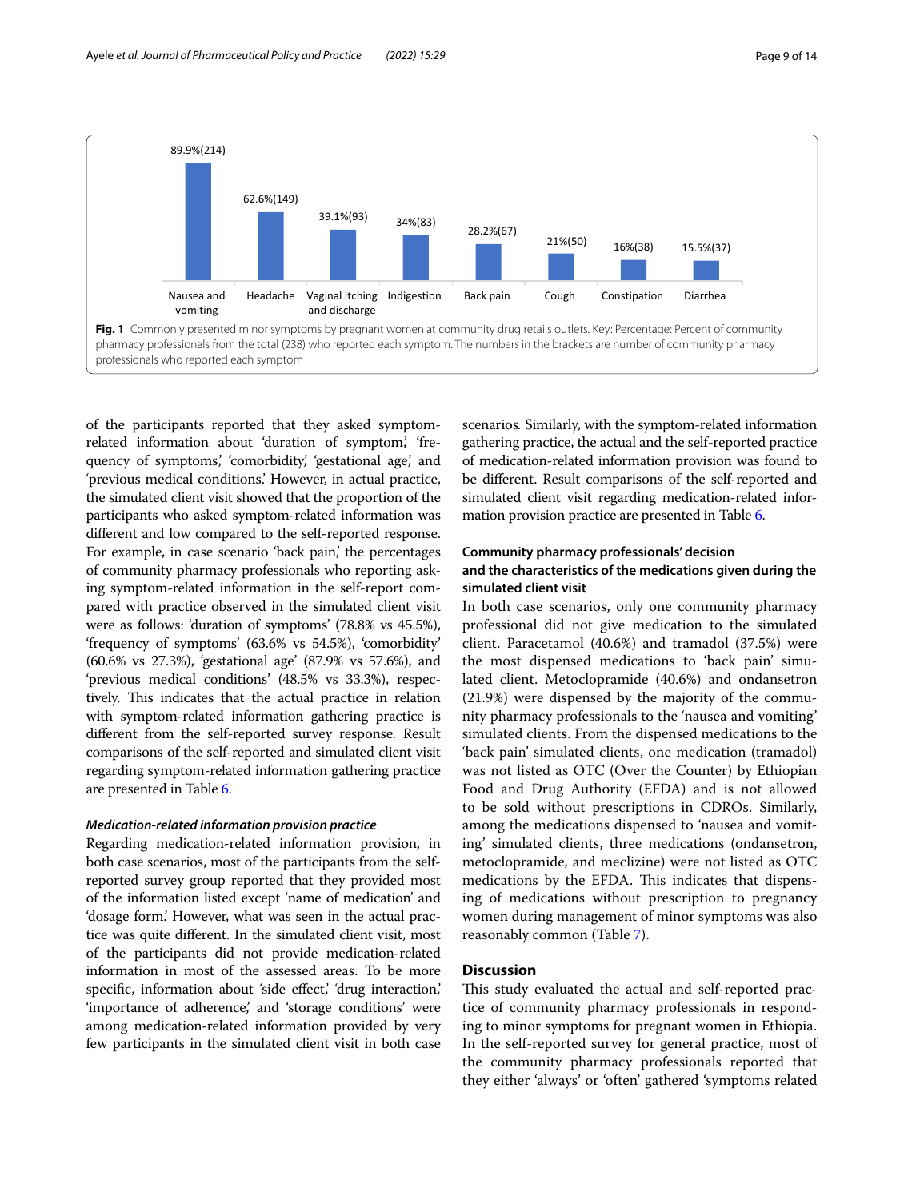Fig. 1 Commonly presented minor symptoms by pregnant women at community drug retails outlets. Key: Percentage: Percent of community pharmacy professionals from the total (238) who reported each symptom. The numbers in the brackets are number of community pharmacy professionals who reported each symptom

of the participants reported that they asked symptom-related information about 'duration of symptom,' 'frequency of symptoms,' 'comorbidity,' 'gestational age,' and 'previous medical conditions.' However, in actual practice, the simulated client visit showed that the proportion of the participants who asked symptom-related information was different and low compared to the self-reported response. For example, in case scenario 'back pain,' the percentages of community pharmacy professionals who reporting asking symptom-related information in the self-report compared with practice observed in the simulated client visit were as follows: 'duration of symptoms' (78.8% vs 45.5%), 'frequency of symptoms' (63.6% vs 54.5%), 'comorbidity' (60.6% vs 27.3%), 'gestational age' (87.9% vs 57.6%), and 'previous medical conditions' (48.5% vs 33.3%), respectively. This indicates that the actual practice in relation with symptom-related information gathering practice is different from the self-reported survey response. Result comparisons of the self-reported and simulated client visit regarding symptom-related information gathering practice are presented in Table 6.

#### *Medication-related information provision practice*

Regarding medication-related information provision, in both case scenarios, most of the participants from the self-reported survey group reported that they provided most of the information listed except 'name of medication' and 'dosage form.' However, what was seen in the actual practice was quite different. In the simulated client visit, most of the participants did not provide medication-related information in most of the assessed areas. To be more specific, information about 'side effect,' 'drug interaction,' 'importance of adherence,' and 'storage conditions' were among medication-related information provided by very few participants in the simulated client visit in both case scenarios. Similarly, with the symptom-related information gathering practice, the actual and the self-reported practice of medication-related information provision was found to be different. Result comparisons of the self-reported and simulated client visit regarding medication-related information provision practice are presented in Table 6.

### Community pharmacy professionals' decision and the characteristics of the medications given during the simulated client visit

In both case scenarios, only one community pharmacy professional did not give medication to the simulated client. Paracetamol (40.6%) and tramadol (37.5%) were the most dispensed medications to 'back pain' simulated client. Metoclopramide (40.6%) and ondansetron (21.9%) were dispensed by the majority of the community pharmacy professionals to the 'nausea and vomiting' simulated clients. From the dispensed medications to the 'back pain' simulated clients, one medication (tramadol) was not listed as OTC (Over the Counter) by Ethiopian Food and Drug Authority (EFDA) and is not allowed to be sold without prescriptions in CDROs. Similarly, among the medications dispensed to 'nausea and vomiting' simulated clients, three medications (ondansetron, metoclopramide, and meclizine) were not listed as OTC medications by the EFDA. This indicates that dispensing of medications without prescription to pregnancy women during management of minor symptoms was also reasonably common (Table 7).

## Discussion

This study evaluated the actual and self-reported practice of community pharmacy professionals in responding to minor symptoms for pregnant women in Ethiopia. In the self-reported survey for general practice, most of the community pharmacy professionals reported that they either 'always' or 'often' gathered 'symptoms related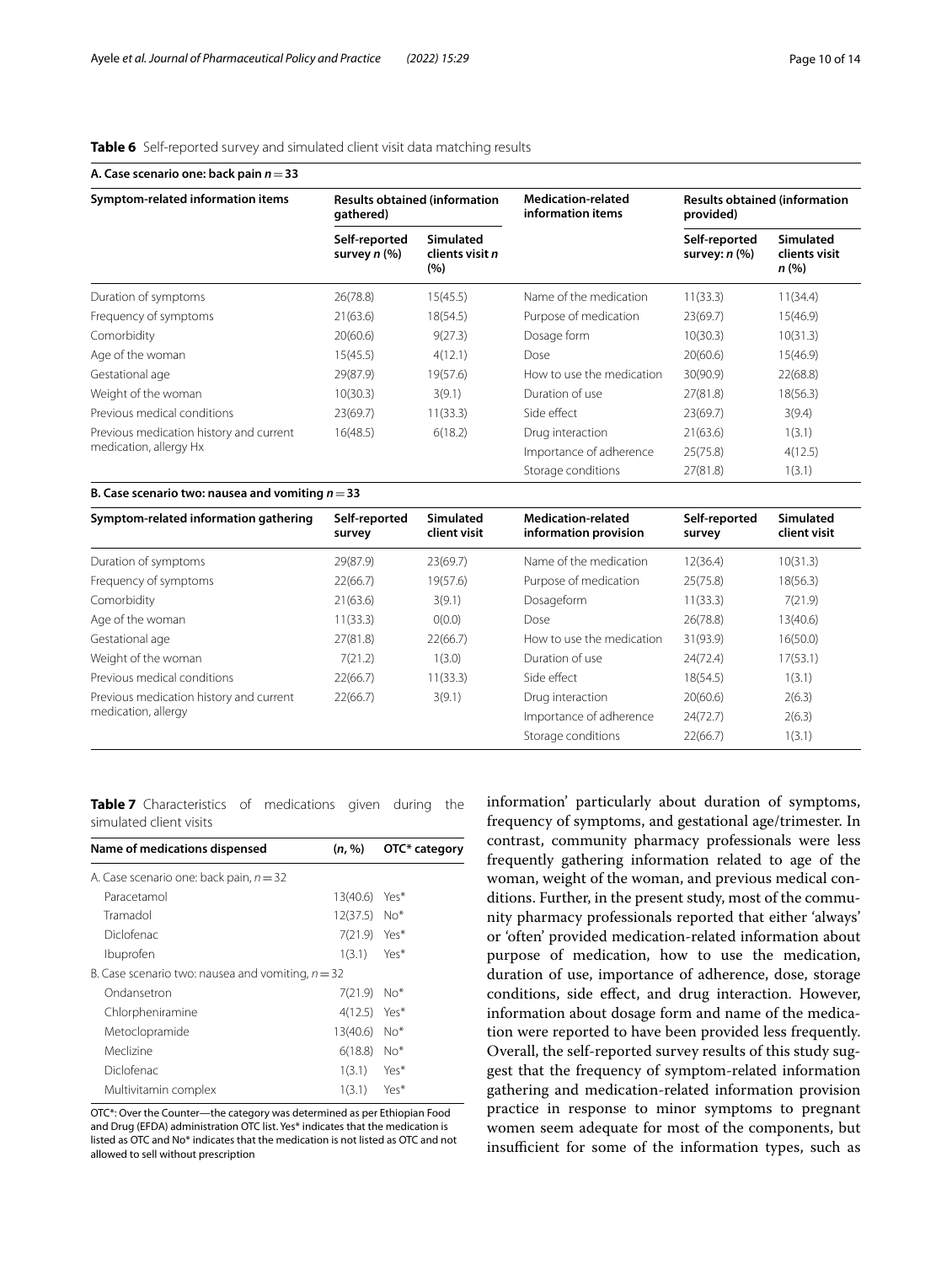**Table 6** Self-reported survey and simulated client visit data matching results

**A. Case scenario one: back pain $n = 33$**

| Symptom-related information items | Results obtained (information gathered) | | Medication-related information items | Results obtained (information provided) | |
|---|---|---|---|---|---|
| | Self-reported survey *n* (%) | Simulated clients visit *n* (%) | | Self-reported survey: *n* (%) | Simulated clients visit *n* (%) |
| Duration of symptoms | 26(78.8) | 15(45.5) | Name of the medication | 11(33.3) | 11(34.4) |
| Frequency of symptoms | 21(63.6) | 18(54.5) | Purpose of medication | 23(69.7) | 15(46.9) |
| Comorbidity | 20(60.6) | 9(27.3) | Dosage form | 10(30.3) | 10(31.3) |
| Age of the woman | 15(45.5) | 4(12.1) | Dose | 20(60.6) | 15(46.9) |
| Gestational age | 29(87.9) | 19(57.6) | How to use the medication | 30(90.9) | 22(68.8) |
| Weight of the woman | 10(30.3) | 3(9.1) | Duration of use | 27(81.8) | 18(56.3) |
| Previous medical conditions | 23(69.7) | 11(33.3) | Side effect | 23(69.7) | 3(9.4) |
| Previous medication history and current medication, allergy Hx | 16(48.5) | 6(18.2) | Drug interaction | 21(63.6) | 1(3.1) |
| | | | Importance of adherence | 25(75.8) | 4(12.5) |
| | | | Storage conditions | 27(81.8) | 1(3.1) |

**B. Case scenario two: nausea and vomiting $n = 33$**

| Symptom-related information gathering | Self-reported survey | Simulated client visit | Medication-related information provision | Self-reported survey | Simulated client visit |
|---|---|---|---|---|---|
| Duration of symptoms | 29(87.9) | 23(69.7) | Name of the medication | 12(36.4) | 10(31.3) |
| Frequency of symptoms | 22(66.7) | 19(57.6) | Purpose of medication | 25(75.8) | 18(56.3) |
| Comorbidity | 21(63.6) | 3(9.1) | Dosageform | 11(33.3) | 7(21.9) |
| Age of the woman | 11(33.3) | 0(0.0) | Dose | 26(78.8) | 13(40.6) |
| Gestational age | 27(81.8) | 22(66.7) | How to use the medication | 31(93.9) | 16(50.0) |
| Weight of the woman | 7(21.2) | 1(3.0) | Duration of use | 24(72.4) | 17(53.1) |
| Previous medical conditions | 22(66.7) | 11(33.3) | Side effect | 18(54.5) | 1(3.1) |
| Previous medication history and current medication, allergy | 22(66.7) | 3(9.1) | Drug interaction | 20(60.6) | 2(6.3) |
| | | | Importance of adherence | 24(72.7) | 2(6.3) |
| | | | Storage conditions | 22(66.7) | 1(3.1) |

**Table 7** Characteristics of medications given during the simulated client visits

| Name of medications dispensed | (*n*, %) | OTC* category |
|---|---|---|
| A. Case scenario one: back pain, $n = 32$ | | |
| Paracetamol | 13(40.6) | Yes* |
| Tramadol | 12(37.5) | No* |
| Diclofenac | 7(21.9) | Yes* |
| Ibuprofen | 1(3.1) | Yes* |
| B. Case scenario two: nausea and vomiting, $n = 32$ | | |
| Ondansetron | 7(21.9) | No* |
| Chlorpheniramine | 4(12.5) | Yes* |
| Metoclopramide | 13(40.6) | No* |
| Meclizine | 6(18.8) | No* |
| Diclofenac | 1(3.1) | Yes* |
| Multivitamin complex | 1(3.1) | Yes* |

OTC*: Over the Counter—the category was determined as per Ethiopian Food and Drug (EFDA) administration OTC list. Yes* indicates that the medication is listed as OTC and No* indicates that the medication is not listed as OTC and not allowed to sell without prescription

information' particularly about duration of symptoms, frequency of symptoms, and gestational age/trimester. In contrast, community pharmacy professionals were less frequently gathering information related to age of the woman, weight of the woman, and previous medical conditions. Further, in the present study, most of the community pharmacy professionals reported that either 'always' or 'often' provided medication-related information about purpose of medication, how to use the medication, duration of use, importance of adherence, dose, storage conditions, side effect, and drug interaction. However, information about dosage form and name of the medication were reported to have been provided less frequently. Overall, the self-reported survey results of this study suggest that the frequency of symptom-related information gathering and medication-related information provision practice in response to minor symptoms to pregnant women seem adequate for most of the components, but insufficient for some of the information types, such as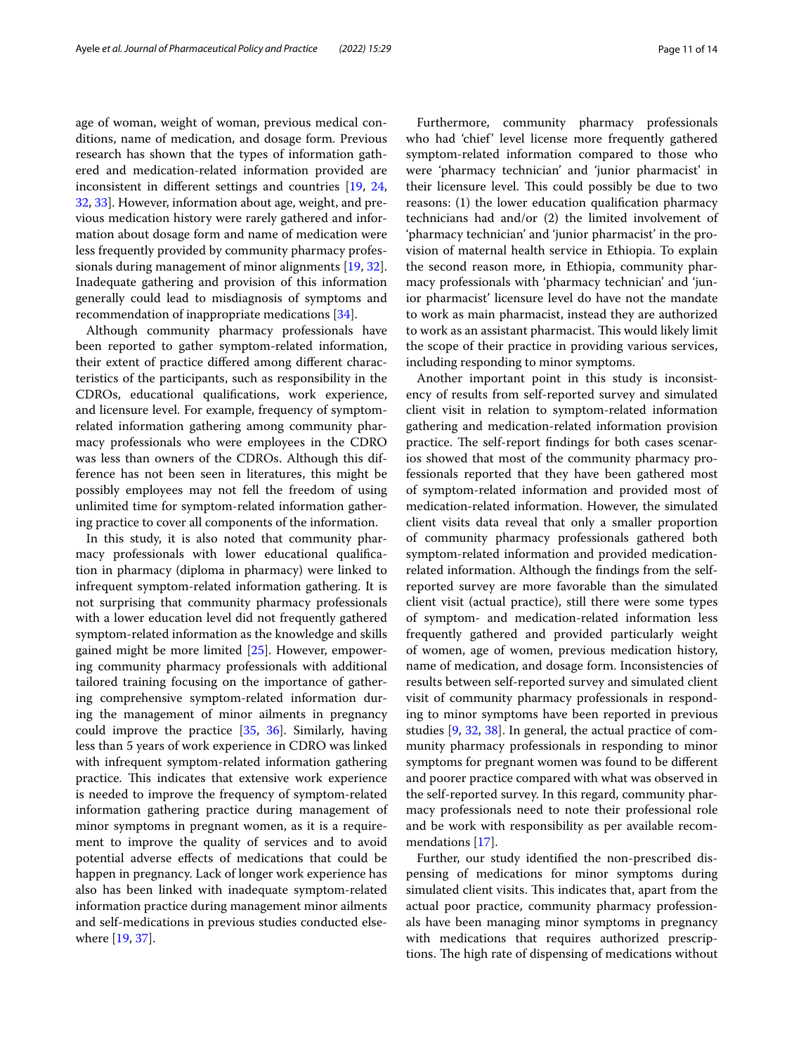age of woman, weight of woman, previous medical conditions, name of medication, and dosage form. Previous research has shown that the types of information gathered and medication-related information provided are inconsistent in different settings and countries [19, 24, 32, 33]. However, information about age, weight, and previous medication history were rarely gathered and information about dosage form and name of medication were less frequently provided by community pharmacy professionals during management of minor alignments [19, 32]. Inadequate gathering and provision of this information generally could lead to misdiagnosis of symptoms and recommendation of inappropriate medications [34].

Although community pharmacy professionals have been reported to gather symptom-related information, their extent of practice differed among different characteristics of the participants, such as responsibility in the CDROs, educational qualifications, work experience, and licensure level. For example, frequency of symptom-related information gathering among community pharmacy professionals who were employees in the CDRO was less than owners of the CDROs. Although this difference has not been seen in literatures, this might be possibly employees may not fell the freedom of using unlimited time for symptom-related information gathering practice to cover all components of the information.

In this study, it is also noted that community pharmacy professionals with lower educational qualification in pharmacy (diploma in pharmacy) were linked to infrequent symptom-related information gathering. It is not surprising that community pharmacy professionals with a lower education level did not frequently gathered symptom-related information as the knowledge and skills gained might be more limited [25]. However, empowering community pharmacy professionals with additional tailored training focusing on the importance of gathering comprehensive symptom-related information during the management of minor ailments in pregnancy could improve the practice [35, 36]. Similarly, having less than 5 years of work experience in CDRO was linked with infrequent symptom-related information gathering practice. This indicates that extensive work experience is needed to improve the frequency of symptom-related information gathering practice during management of minor symptoms in pregnant women, as it is a requirement to improve the quality of services and to avoid potential adverse effects of medications that could be happen in pregnancy. Lack of longer work experience has also has been linked with inadequate symptom-related information practice during management minor ailments and self-medications in previous studies conducted elsewhere [19, 37].

Furthermore, community pharmacy professionals who had 'chief' level license more frequently gathered symptom-related information compared to those who were 'pharmacy technician' and 'junior pharmacist' in their licensure level. This could possibly be due to two reasons: (1) the lower education qualification pharmacy technicians had and/or (2) the limited involvement of 'pharmacy technician' and 'junior pharmacist' in the provision of maternal health service in Ethiopia. To explain the second reason more, in Ethiopia, community pharmacy professionals with 'pharmacy technician' and 'junior pharmacist' licensure level do have not the mandate to work as main pharmacist, instead they are authorized to work as an assistant pharmacist. This would likely limit the scope of their practice in providing various services, including responding to minor symptoms.

Another important point in this study is inconsistency of results from self-reported survey and simulated client visit in relation to symptom-related information gathering and medication-related information provision practice. The self-report findings for both cases scenarios showed that most of the community pharmacy professionals reported that they have been gathered most of symptom-related information and provided most of medication-related information. However, the simulated client visits data reveal that only a smaller proportion of community pharmacy professionals gathered both symptom-related information and provided medication-related information. Although the findings from the self-reported survey are more favorable than the simulated client visit (actual practice), still there were some types of symptom- and medication-related information less frequently gathered and provided particularly weight of women, age of women, previous medication history, name of medication, and dosage form. Inconsistencies of results between self-reported survey and simulated client visit of community pharmacy professionals in responding to minor symptoms have been reported in previous studies [9, 32, 38]. In general, the actual practice of community pharmacy professionals in responding to minor symptoms for pregnant women was found to be different and poorer practice compared with what was observed in the self-reported survey. In this regard, community pharmacy professionals need to note their professional role and be work with responsibility as per available recommendations [17].

Further, our study identified the non-prescribed dispensing of medications for minor symptoms during simulated client visits. This indicates that, apart from the actual poor practice, community pharmacy professionals have been managing minor symptoms in pregnancy with medications that requires authorized prescriptions. The high rate of dispensing of medications without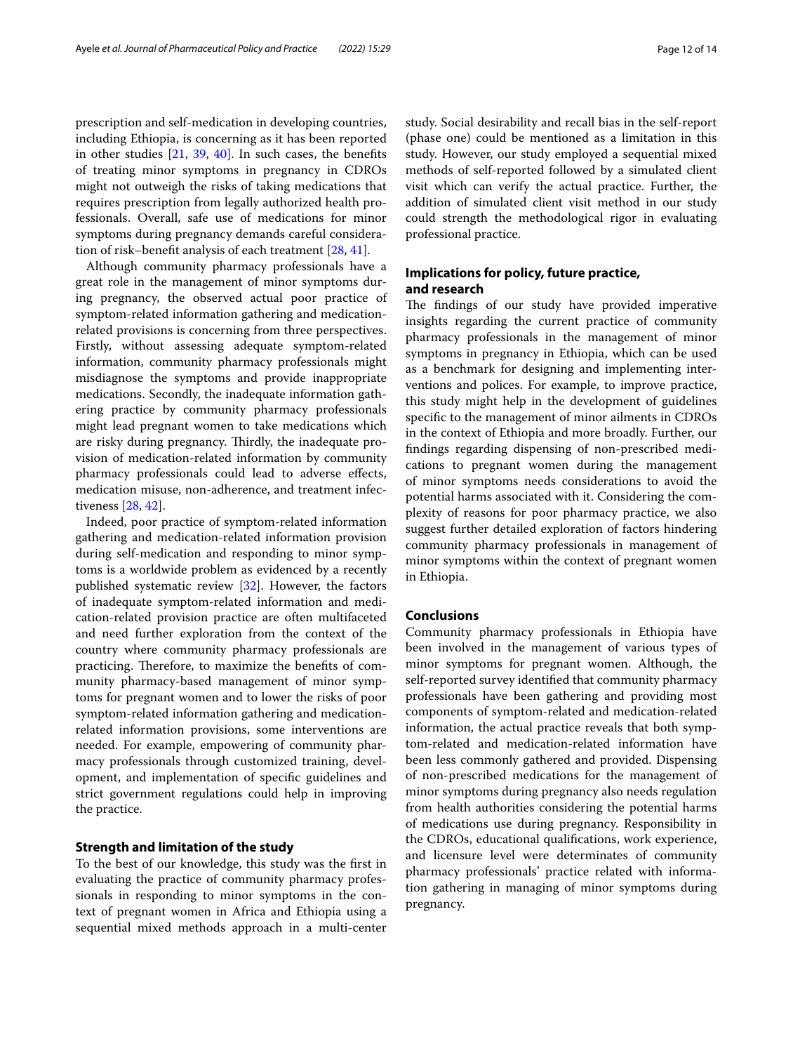prescription and self-medication in developing countries, including Ethiopia, is concerning as it has been reported in other studies [21, 39, 40]. In such cases, the benefits of treating minor symptoms in pregnancy in CDROs might not outweigh the risks of taking medications that requires prescription from legally authorized health professionals. Overall, safe use of medications for minor symptoms during pregnancy demands careful consideration of risk–benefit analysis of each treatment [28, 41].

Although community pharmacy professionals have a great role in the management of minor symptoms during pregnancy, the observed actual poor practice of symptom-related information gathering and medication-related provisions is concerning from three perspectives. Firstly, without assessing adequate symptom-related information, community pharmacy professionals might misdiagnose the symptoms and provide inappropriate medications. Secondly, the inadequate information gathering practice by community pharmacy professionals might lead pregnant women to take medications which are risky during pregnancy. Thirdly, the inadequate provision of medication-related information by community pharmacy professionals could lead to adverse effects, medication misuse, non-adherence, and treatment infectiveness [28, 42].

Indeed, poor practice of symptom-related information gathering and medication-related information provision during self-medication and responding to minor symptoms is a worldwide problem as evidenced by a recently published systematic review [32]. However, the factors of inadequate symptom-related information and medication-related provision practice are often multifaceted and need further exploration from the context of the country where community pharmacy professionals are practicing. Therefore, to maximize the benefits of community pharmacy-based management of minor symptoms for pregnant women and to lower the risks of poor symptom-related information gathering and medication-related information provisions, some interventions are needed. For example, empowering of community pharmacy professionals through customized training, development, and implementation of specific guidelines and strict government regulations could help in improving the practice.

## Strength and limitation of the study

To the best of our knowledge, this study was the first in evaluating the practice of community pharmacy professionals in responding to minor symptoms in the context of pregnant women in Africa and Ethiopia using a sequential mixed methods approach in a multi-center study. Social desirability and recall bias in the self-report (phase one) could be mentioned as a limitation in this study. However, our study employed a sequential mixed methods of self-reported followed by a simulated client visit which can verify the actual practice. Further, the addition of simulated client visit method in our study could strength the methodological rigor in evaluating professional practice.

## Implications for policy, future practice, and research

The findings of our study have provided imperative insights regarding the current practice of community pharmacy professionals in the management of minor symptoms in pregnancy in Ethiopia, which can be used as a benchmark for designing and implementing interventions and polices. For example, to improve practice, this study might help in the development of guidelines specific to the management of minor ailments in CDROs in the context of Ethiopia and more broadly. Further, our findings regarding dispensing of non-prescribed medications to pregnant women during the management of minor symptoms needs considerations to avoid the potential harms associated with it. Considering the complexity of reasons for poor pharmacy practice, we also suggest further detailed exploration of factors hindering community pharmacy professionals in management of minor symptoms within the context of pregnant women in Ethiopia.

## Conclusions

Community pharmacy professionals in Ethiopia have been involved in the management of various types of minor symptoms for pregnant women. Although, the self-reported survey identified that community pharmacy professionals have been gathering and providing most components of symptom-related and medication-related information, the actual practice reveals that both symptom-related and medication-related information have been less commonly gathered and provided. Dispensing of non-prescribed medications for the management of minor symptoms during pregnancy also needs regulation from health authorities considering the potential harms of medications use during pregnancy. Responsibility in the CDROs, educational qualifications, work experience, and licensure level were determinates of community pharmacy professionals' practice related with information gathering in managing of minor symptoms during pregnancy.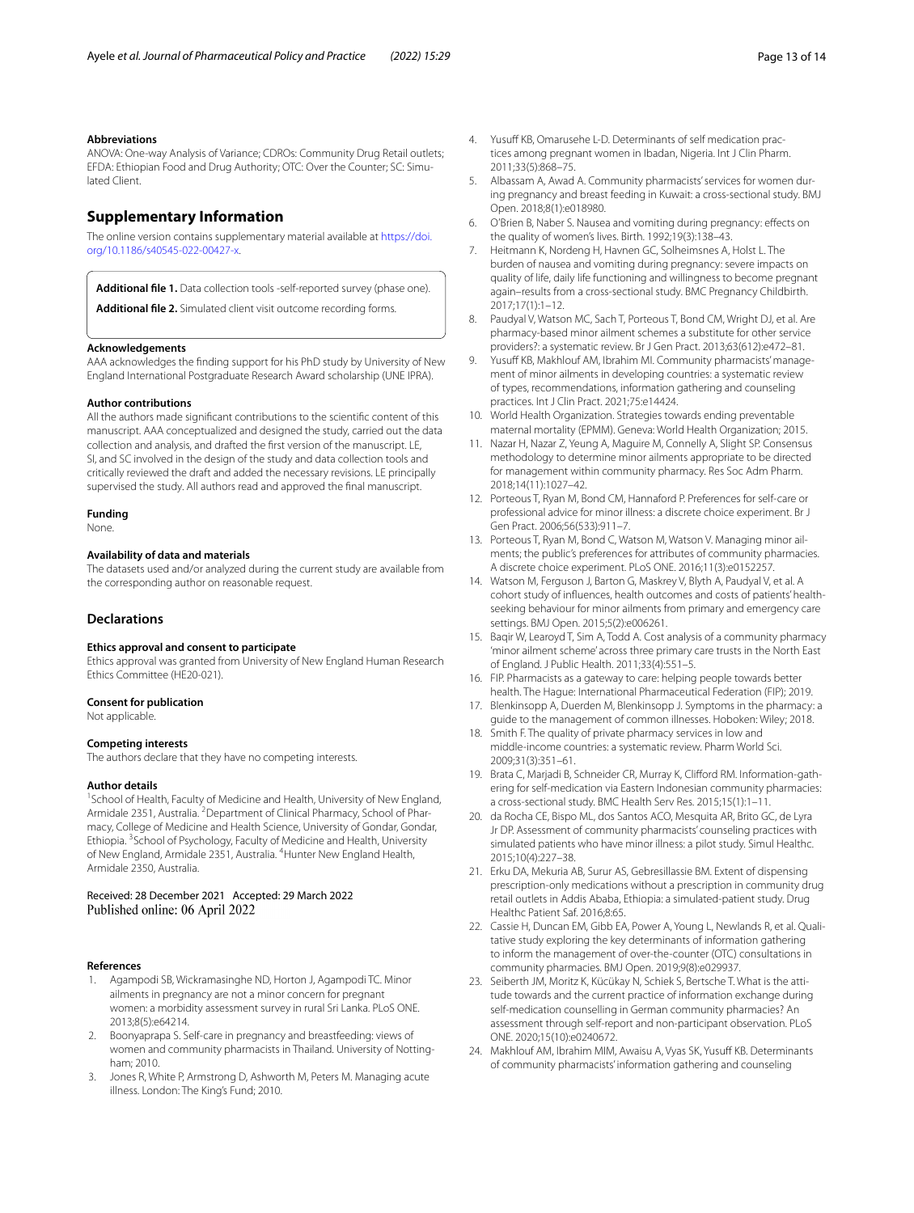**Abbreviations**

ANOVA: One-way Analysis of Variance; CDROs: Community Drug Retail outlets; EFDA: Ethiopian Food and Drug Authority; OTC: Over the Counter; SC: Simulated Client.

## Supplementary Information

The online version contains supplementary material available at https://doi.org/10.1186/s40545-022-00427-x.

**Additional file 1.** Data collection tools -self-reported survey (phase one).

**Additional file 2.** Simulated client visit outcome recording forms.

**Acknowledgements**

AAA acknowledges the finding support for his PhD study by University of New England International Postgraduate Research Award scholarship (UNE IPRA).

**Author contributions**

All the authors made significant contributions to the scientific content of this manuscript. AAA conceptualized and designed the study, carried out the data collection and analysis, and drafted the first version of the manuscript. LE, SI, and SC involved in the design of the study and data collection tools and critically reviewed the draft and added the necessary revisions. LE principally supervised the study. All authors read and approved the final manuscript.

**Funding**

None.

**Availability of data and materials**

The datasets used and/or analyzed during the current study are available from the corresponding author on reasonable request.

### Declarations

**Ethics approval and consent to participate**

Ethics approval was granted from University of New England Human Research Ethics Committee (HE20-021).

**Consent for publication**

Not applicable.

**Competing interests**

The authors declare that they have no competing interests.

**Author details**

[1]School of Health, Faculty of Medicine and Health, University of New England, Armidale 2351, Australia. [2]Department of Clinical Pharmacy, School of Pharmacy, College of Medicine and Health Science, University of Gondar, Gondar, Ethiopia. [3]School of Psychology, Faculty of Medicine and Health, University of New England, Armidale 2351, Australia. [4]Hunter New England Health, Armidale 2350, Australia.

Received: 28 December 2021 Accepted: 29 March 2022
Published online: 06 April 2022

**References**

1. Agampodi SB, Wickramasinghe ND, Horton J, Agampodi TC. Minor ailments in pregnancy are not a minor concern for pregnant women: a morbidity assessment survey in rural Sri Lanka. PLoS ONE. 2013;8(5):e64214.
2. Boonyaprapa S. Self-care in pregnancy and breastfeeding: views of women and community pharmacists in Thailand. University of Nottingham; 2010.
3. Jones R, White P, Armstrong D, Ashworth M, Peters M. Managing acute illness. London: The King's Fund; 2010.
4. Yusuff KB, Omarusehe L-D. Determinants of self medication practices among pregnant women in Ibadan, Nigeria. Int J Clin Pharm. 2011;33(5):868–75.
5. Albassam A, Awad A. Community pharmacists' services for women during pregnancy and breast feeding in Kuwait: a cross-sectional study. BMJ Open. 2018;8(1):e018980.
6. O'Brien B, Naber S. Nausea and vomiting during pregnancy: effects on the quality of women's lives. Birth. 1992;19(3):138–43.
7. Heitmann K, Nordeng H, Havnen GC, Solheimsnes A, Holst L. The burden of nausea and vomiting during pregnancy: severe impacts on quality of life, daily life functioning and willingness to become pregnant again–results from a cross-sectional study. BMC Pregnancy Childbirth. 2017;17(1):1–12.
8. Paudyal V, Watson MC, Sach T, Porteous T, Bond CM, Wright DJ, et al. Are pharmacy-based minor ailment schemes a substitute for other service providers?: a systematic review. Br J Gen Pract. 2013;63(612):e472–81.
9. Yusuff KB, Makhlouf AM, Ibrahim MI. Community pharmacists' management of minor ailments in developing countries: a systematic review of types, recommendations, information gathering and counseling practices. Int J Clin Pract. 2021;75:e14424.
10. World Health Organization. Strategies towards ending preventable maternal mortality (EPMM). Geneva: World Health Organization; 2015.
11. Nazar H, Nazar Z, Yeung A, Maguire M, Connelly A, Slight SP. Consensus methodology to determine minor ailments appropriate to be directed for management within community pharmacy. Res Soc Adm Pharm. 2018;14(11):1027–42.
12. Porteous T, Ryan M, Bond CM, Hannaford P. Preferences for self-care or professional advice for minor illness: a discrete choice experiment. Br J Gen Pract. 2006;56(533):911–7.
13. Porteous T, Ryan M, Bond C, Watson M, Watson V. Managing minor ailments; the public's preferences for attributes of community pharmacies. A discrete choice experiment. PLoS ONE. 2016;11(3):e0152257.
14. Watson M, Ferguson J, Barton G, Maskrey V, Blyth A, Paudyal V, et al. A cohort study of influences, health outcomes and costs of patients' health-seeking behaviour for minor ailments from primary and emergency care settings. BMJ Open. 2015;5(2):e006261.
15. Baqir W, Learoyd T, Sim A, Todd A. Cost analysis of a community pharmacy 'minor ailment scheme' across three primary care trusts in the North East of England. J Public Health. 2011;33(4):551–5.
16. FIP. Pharmacists as a gateway to care: helping people towards better health. The Hague: International Pharmaceutical Federation (FIP); 2019.
17. Blenkinsopp A, Duerden M, Blenkinsopp J. Symptoms in the pharmacy: a guide to the management of common illnesses. Hoboken: Wiley; 2018.
18. Smith F. The quality of private pharmacy services in low and middle-income countries: a systematic review. Pharm World Sci. 2009;31(3):351–61.
19. Brata C, Marjadi B, Schneider CR, Murray K, Clifford RM. Information-gathering for self-medication via Eastern Indonesian community pharmacies: a cross-sectional study. BMC Health Serv Res. 2015;15(1):1–11.
20. da Rocha CE, Bispo ML, dos Santos ACO, Mesquita AR, Brito GC, de Lyra Jr DP. Assessment of community pharmacists' counseling practices with simulated patients who have minor illness: a pilot study. Simul Healthc. 2015;10(4):227–38.
21. Erku DA, Mekuria AB, Surur AS, Gebresillassie BM. Extent of dispensing prescription-only medications without a prescription in community drug retail outlets in Addis Ababa, Ethiopia: a simulated-patient study. Drug Healthc Patient Saf. 2016;8:65.
22. Cassie H, Duncan EM, Gibb EA, Power A, Young L, Newlands R, et al. Qualitative study exploring the key determinants of information gathering to inform the management of over-the-counter (OTC) consultations in community pharmacies. BMJ Open. 2019;9(8):e029937.
23. Seiberth JM, Moritz K, Kücükay N, Schiek S, Bertsche T. What is the attitude towards and the current practice of information exchange during self-medication counselling in German community pharmacies? An assessment through self-report and non-participant observation. PLoS ONE. 2020;15(10):e0240672.
24. Makhlouf AM, Ibrahim MIM, Awaisu A, Vyas SK, Yusuff KB. Determinants of community pharmacists' information gathering and counseling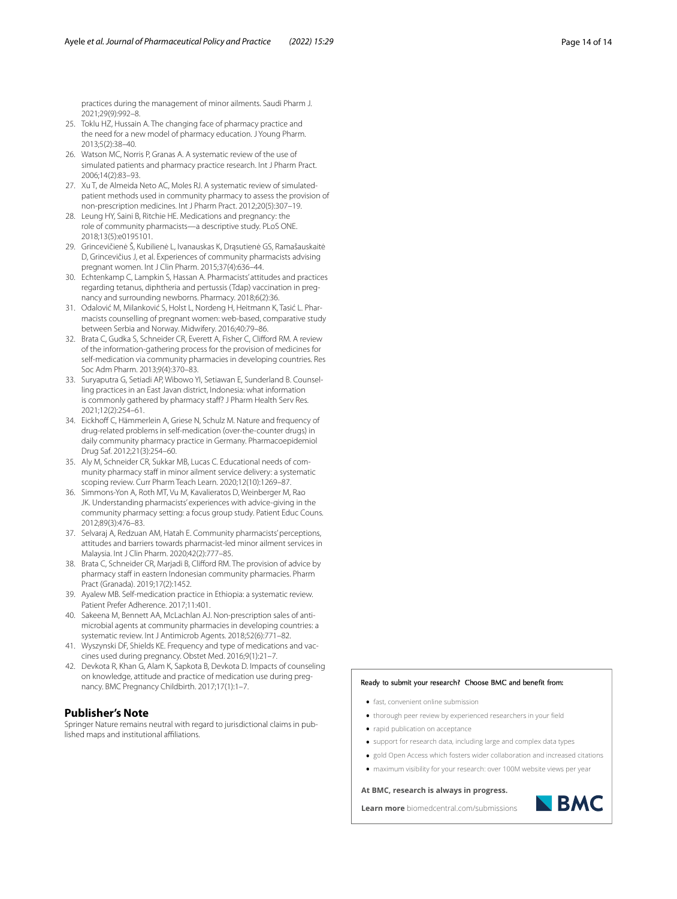practices during the management of minor ailments. Saudi Pharm J. 2021;29(9):992–8.

25. Toklu HZ, Hussain A. The changing face of pharmacy practice and the need for a new model of pharmacy education. J Young Pharm. 2013;5(2):38–40.
26. Watson MC, Norris P, Granas A. A systematic review of the use of simulated patients and pharmacy practice research. Int J Pharm Pract. 2006;14(2):83–93.
27. Xu T, de Almeida Neto AC, Moles RJ. A systematic review of simulated-patient methods used in community pharmacy to assess the provision of non-prescription medicines. Int J Pharm Pract. 2012;20(5):307–19.
28. Leung HY, Saini B, Ritchie HE. Medications and pregnancy: the role of community pharmacists—a descriptive study. PLoS ONE. 2018;13(5):e0195101.
29. Grincevičienė Š, Kubilienė L, Ivanauskas K, Drąsutienė GS, Ramašauskaitė D, Grincevičius J, et al. Experiences of community pharmacists advising pregnant women. Int J Clin Pharm. 2015;37(4):636–44.
30. Echtenkamp C, Lampkin S, Hassan A. Pharmacists' attitudes and practices regarding tetanus, diphtheria and pertussis (Tdap) vaccination in pregnancy and surrounding newborns. Pharmacy. 2018;6(2):36.
31. Odalović M, Milanković S, Holst L, Nordeng H, Heitmann K, Tasić L. Pharmacists counselling of pregnant women: web-based, comparative study between Serbia and Norway. Midwifery. 2016;40:79–86.
32. Brata C, Gudka S, Schneider CR, Everett A, Fisher C, Clifford RM. A review of the information-gathering process for the provision of medicines for self-medication via community pharmacies in developing countries. Res Soc Adm Pharm. 2013;9(4):370–83.
33. Suryaputra G, Setiadi AP, Wibowo YI, Setiawan E, Sunderland B. Counselling practices in an East Javan district, Indonesia: what information is commonly gathered by pharmacy staff? J Pharm Health Serv Res. 2021;12(2):254–61.
34. Eickhoff C, Hämmerlein A, Griese N, Schulz M. Nature and frequency of drug-related problems in self-medication (over-the-counter drugs) in daily community pharmacy practice in Germany. Pharmacoepidemiol Drug Saf. 2012;21(3):254–60.
35. Aly M, Schneider CR, Sukkar MB, Lucas C. Educational needs of community pharmacy staff in minor ailment service delivery: a systematic scoping review. Curr Pharm Teach Learn. 2020;12(10):1269–87.
36. Simmons-Yon A, Roth MT, Vu M, Kavalieratos D, Weinberger M, Rao JK. Understanding pharmacists' experiences with advice-giving in the community pharmacy setting: a focus group study. Patient Educ Couns. 2012;89(3):476–83.
37. Selvaraj A, Redzuan AM, Hatah E. Community pharmacists' perceptions, attitudes and barriers towards pharmacist-led minor ailment services in Malaysia. Int J Clin Pharm. 2020;42(2):777–85.
38. Brata C, Schneider CR, Marjadi B, Clifford RM. The provision of advice by pharmacy staff in eastern Indonesian community pharmacies. Pharm Pract (Granada). 2019;17(2):1452.
39. Ayalew MB. Self-medication practice in Ethiopia: a systematic review. Patient Prefer Adherence. 2017;11:401.
40. Sakeena M, Bennett AA, McLachlan AJ. Non-prescription sales of antimicrobial agents at community pharmacies in developing countries: a systematic review. Int J Antimicrob Agents. 2018;52(6):771–82.
41. Wyszynski DF, Shields KE. Frequency and type of medications and vaccines used during pregnancy. Obstet Med. 2016;9(1):21–7.
42. Devkota R, Khan G, Alam K, Sapkota B, Devkota D. Impacts of counseling on knowledge, attitude and practice of medication use during pregnancy. BMC Pregnancy Childbirth. 2017;17(1):1–7.

## Publisher's Note

Springer Nature remains neutral with regard to jurisdictional claims in published maps and institutional affiliations.

Ready to submit your research? Choose BMC and benefit from:

- fast, convenient online submission
- thorough peer review by experienced researchers in your field
- rapid publication on acceptance
- support for research data, including large and complex data types
- gold Open Access which fosters wider collaboration and increased citations
- maximum visibility for your research: over 100M website views per year

**At BMC, research is always in progress.**

**Learn more** biomedcentral.com/submissions

BMC